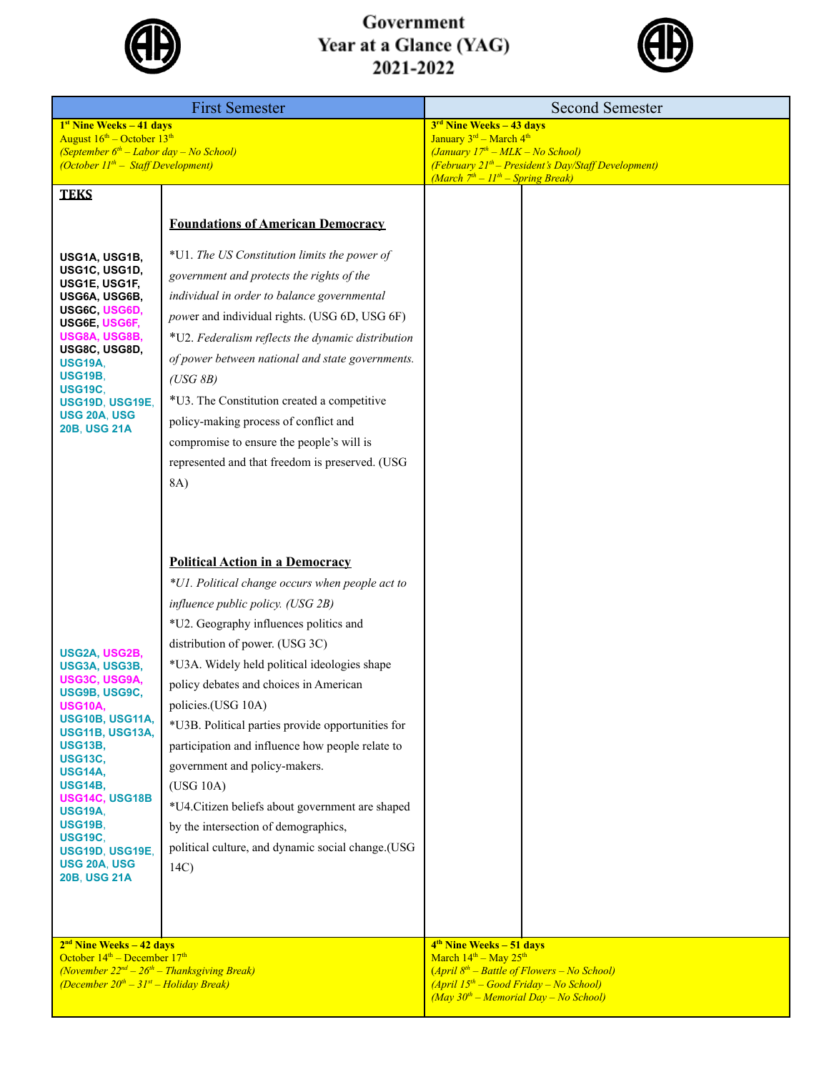# Government Year at a Glance (YAG) 2021-2022

| First Semester | | Second Semester | |
|---|---|---|---|
| **1st Nine Weeks – 41 days**<br>August 16th – October 13th<br>*(September 6th – Labor day – No School)*<br>*(October 11th – Staff Development)* | | **3rd Nine Weeks – 43 days**<br>January 3rd – March 4th<br>*(January 17th – MLK – No School)*<br>*(February 21th – President's Day/Staff Development)*<br>*(March 7th – 11th – Spring Break)* | |
| **TEKS**<br><br>**USG1A, USG1B, USG1C, USG1D, USG1E, USG1F, USG6A, USG6B, USG6C, USG6D, USG6E, USG6F, USG8A, USG8B, USG8C, USG8D, USG19A, USG19B, USG19C, USG19D, USG19E, USG 20A, USG 20B, USG 21A** | **Foundations of American Democracy**<br><br>*U1. *The US Constitution limits the power of government and protects the rights of the individual in order to balance governmental* power and individual rights. (USG 6D, USG 6F)<br>*U2. *Federalism reflects the dynamic distribution of power between national and state governments. (USG 8B)*<br>*U3. The Constitution created a competitive policy-making process of conflict and compromise to ensure the people's will is represented and that freedom is preserved. (USG 8A) | | |
| **USG2A, USG2B, USG3A, USG3B, USG3C, USG9A, USG9B, USG9C, USG10A, USG10B, USG11A, USG11B, USG13A, USG13B, USG13C, USG14A, USG14B, USG14C, USG18B USG19A, USG19B, USG19C, USG19D, USG19E, USG 20A, USG 20B, USG 21A** | **Political Action in a Democracy**<br>**U1. Political change occurs when people act to influence public policy. (USG 2B)*<br>*U2. Geography influences politics and distribution of power. (USG 3C)<br>*U3A. Widely held political ideologies shape policy debates and choices in American policies.(USG 10A)<br>*U3B. Political parties provide opportunities for participation and influence how people relate to government and policy-makers. (USG 10A)<br>*U4.Citizen beliefs about government are shaped by the intersection of demographics, political culture, and dynamic social change.(USG 14C) | | |
| **2nd Nine Weeks – 42 days**<br>October 14th – December 17th<br>*(November 22nd – 26th – Thanksgiving Break)*<br>*(December 20th – 31st – Holiday Break)* | | **4th Nine Weeks – 51 days**<br>March 14th – May 25th<br>*(April 8th – Battle of Flowers – No School)*<br>*(April 15th – Good Friday – No School)*<br>*(May 30th – Memorial Day – No School)* | |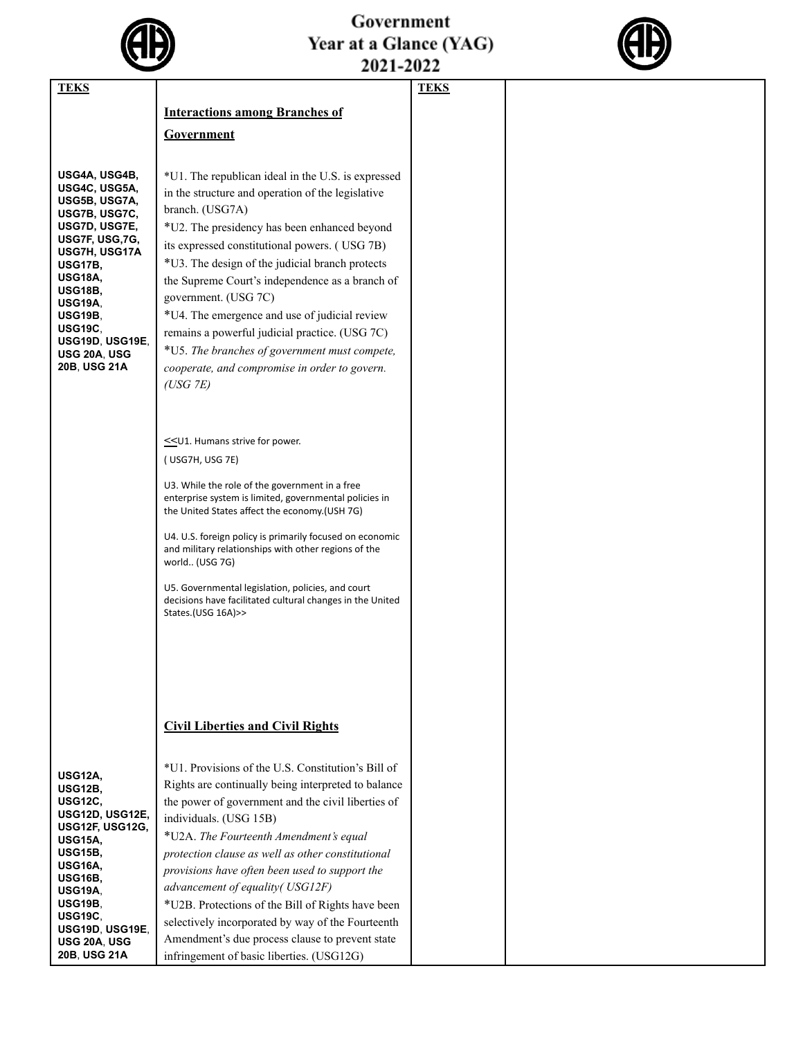# Government Year at a Glance (YAG) 2021-2022

| TEKS | | TEKS | |
|---|---|---|---|
| | **<u>Interactions among Branches of Government</u>** | | |
| USG4A, USG4B, USG4C, USG5A, USG5B, USG7A, USG7B, USG7C, USG7D, USG7E, USG7F, USG,7G, USG7H, USG17A USG17B, USG18A, USG18B, USG19A, USG19B, USG19C, USG19D, USG19E, USG 20A, USG 20B, USG 21A | *U1. The republican ideal in the U.S. is expressed in the structure and operation of the legislative branch. (USG7A)<br>*U2. The presidency has been enhanced beyond its expressed constitutional powers. ( USG 7B)<br>*U3. The design of the judicial branch protects the Supreme Court's independence as a branch of government. (USG 7C)<br>*U4. The emergence and use of judicial review remains a powerful judicial practice. (USG 7C)<br>*U5. *The branches of government must compete, cooperate, and compromise in order to govern. (USG 7E)*<br><br><<U1. Humans strive for power. ( USG7H, USG 7E)<br><br>U3. While the role of the government in a free enterprise system is limited, governmental policies in the United States affect the economy.(USH 7G)<br><br>U4. U.S. foreign policy is primarily focused on economic and military relationships with other regions of the world.. (USG 7G)<br><br>U5. Governmental legislation, policies, and court decisions have facilitated cultural changes in the United States.(USG 16A)>> | | |
| | **<u>Civil Liberties and Civil Rights</u>** | | |
| USG12A, USG12B, USG12C, USG12D, USG12E, USG12F, USG12G, USG15A, USG15B, USG16A, USG16B, USG19A, USG19B, USG19C, USG19D, USG19E, USG 20A, USG 20B, USG 21A | *U1. Provisions of the U.S. Constitution's Bill of Rights are continually being interpreted to balance the power of government and the civil liberties of individuals. (USG 15B)<br>*U2A. *The Fourteenth Amendment's equal protection clause as well as other constitutional provisions have often been used to support the advancement of equality( USG12F)*<br>*U2B. Protections of the Bill of Rights have been selectively incorporated by way of the Fourteenth Amendment's due process clause to prevent state infringement of basic liberties. (USG12G) | | |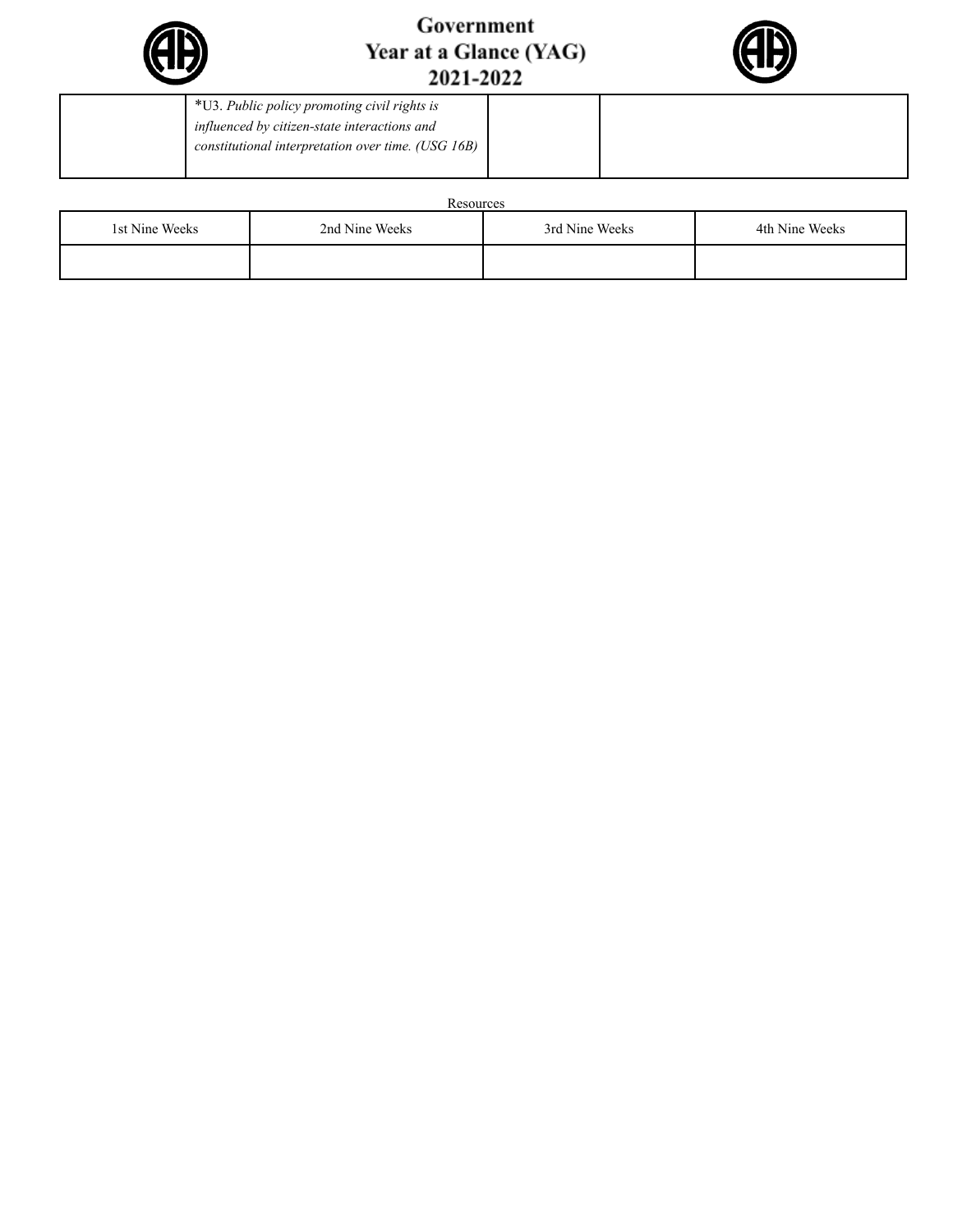# Government
# Year at a Glance (YAG)
# 2021-2022

| | | | |
|---|---|---|---|
| | *U3. *Public policy promoting civil rights is influenced by citizen-state interactions and constitutional interpretation over time. (USG 16B)* | | |

Resources

| 1st Nine Weeks | 2nd Nine Weeks | 3rd Nine Weeks | 4th Nine Weeks |
|---|---|---|---|
| | | | |